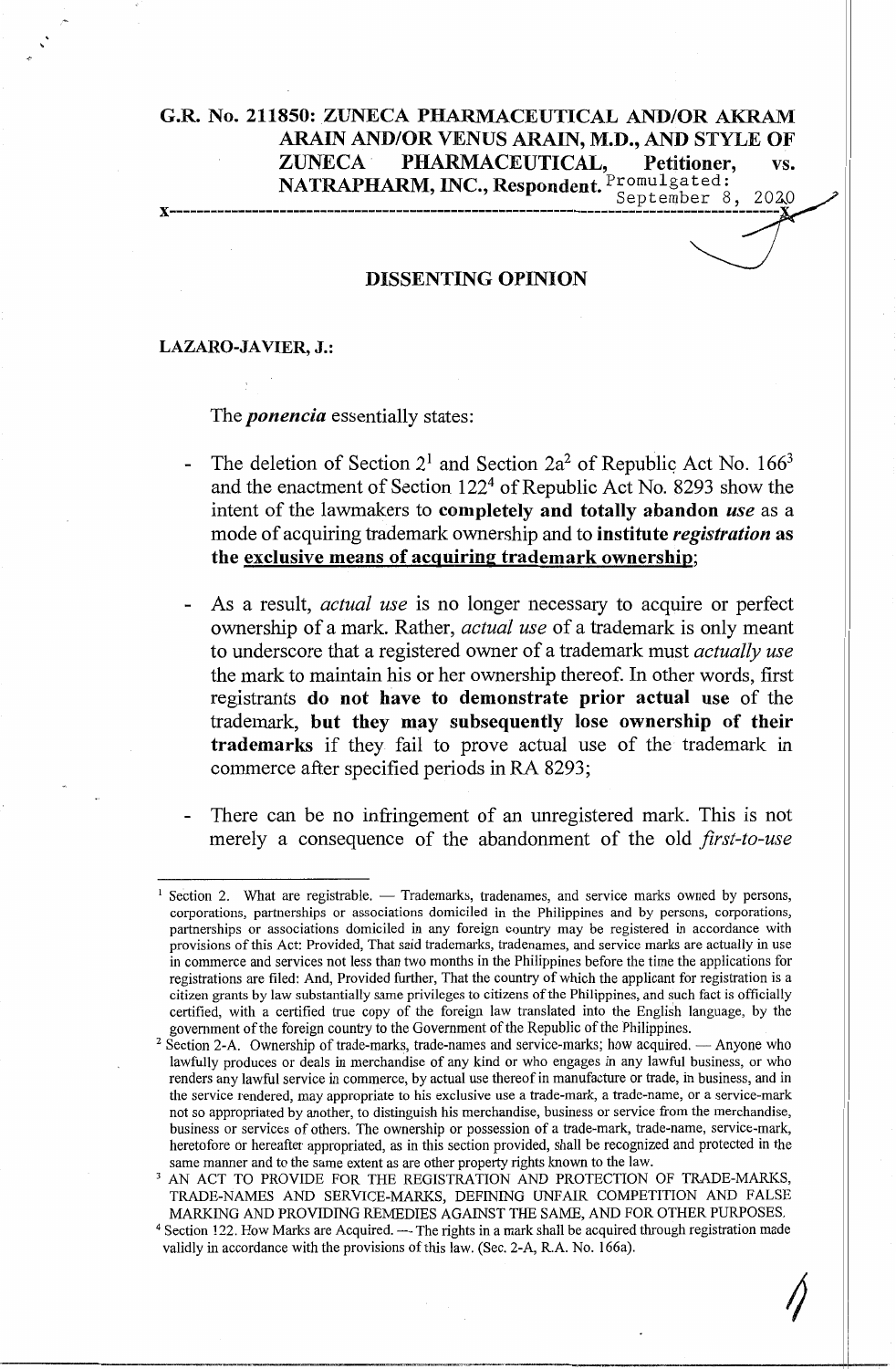**G.R. No. 211850: ZUNECA PHARMACEUTICAL AND/OR AKRAM ARAIN AND/OR VENUS ARAIN, M.D., AND STYLE OF ZUNECA PHARMACEUTICAL, Petitioner, vs. NATRAPHARM, INC., Respondent.** Promulgated: September 8, 2020

x-----------------------------------------------------------------------------------x

## DISSENTING OPINION

**LAZARO-JAVIER, J.:**

The ***ponencia*** essentially states:

- The deletion of Section 2[1] and Section 2a[2] of Republic Act No. 166[3] and the enactment of Section 122[4] of Republic Act No. 8293 show the intent of the lawmakers to **completely and totally abandon** ***use*** as a mode of acquiring trademark ownership and to **institute** ***registration*** **as the exclusive means of acquiring trademark ownership**;

- As a result, *actual use* is no longer necessary to acquire or perfect ownership of a mark. Rather, *actual use* of a trademark is only meant to underscore that a registered owner of a trademark must *actually use* the mark to maintain his or her ownership thereof. In other words, first registrants **do not have to demonstrate prior actual use** of the trademark, **but they may subsequently lose ownership of their trademarks** if they fail to prove actual use of the trademark in commerce after specified periods in RA 8293;

- There can be no infringement of an unregistered mark. This is not merely a consequence of the abandonment of the old *first-to-use*

---

[1] Section 2. What are registrable. — Trademarks, tradenames, and service marks owned by persons, corporations, partnerships or associations domiciled in the Philippines and by persons, corporations, partnerships or associations domiciled in any foreign country may be registered in accordance with provisions of this Act: Provided, That said trademarks, tradenames, and service marks are actually in use in commerce and services not less than two months in the Philippines before the time the applications for registrations are filed: And, Provided further, That the country of which the applicant for registration is a citizen grants by law substantially same privileges to citizens of the Philippines, and such fact is officially certified, with a certified true copy of the foreign law translated into the English language, by the government of the foreign country to the Government of the Republic of the Philippines.

[2] Section 2-A. Ownership of trade-marks, trade-names and service-marks; how acquired. — Anyone who lawfully produces or deals in merchandise of any kind or who engages in any lawful business, or who renders any lawful service in commerce, by actual use thereof in manufacture or trade, in business, and in the service rendered, may appropriate to his exclusive use a trade-mark, a trade-name, or a service-mark not so appropriated by another, to distinguish his merchandise, business or service from the merchandise, business or services of others. The ownership or possession of a trade-mark, trade-name, service-mark, heretofore or hereafter appropriated, as in this section provided, shall be recognized and protected in the same manner and to the same extent as are other property rights known to the law.

[3] AN ACT TO PROVIDE FOR THE REGISTRATION AND PROTECTION OF TRADE-MARKS, TRADE-NAMES AND SERVICE-MARKS, DEFINING UNFAIR COMPETITION AND FALSE MARKING AND PROVIDING REMEDIES AGAINST THE SAME, AND FOR OTHER PURPOSES.

[4] Section 122. How Marks are Acquired. — The rights in a mark shall be acquired through registration made validly in accordance with the provisions of this law. (Sec. 2-A, R.A. No. 166a).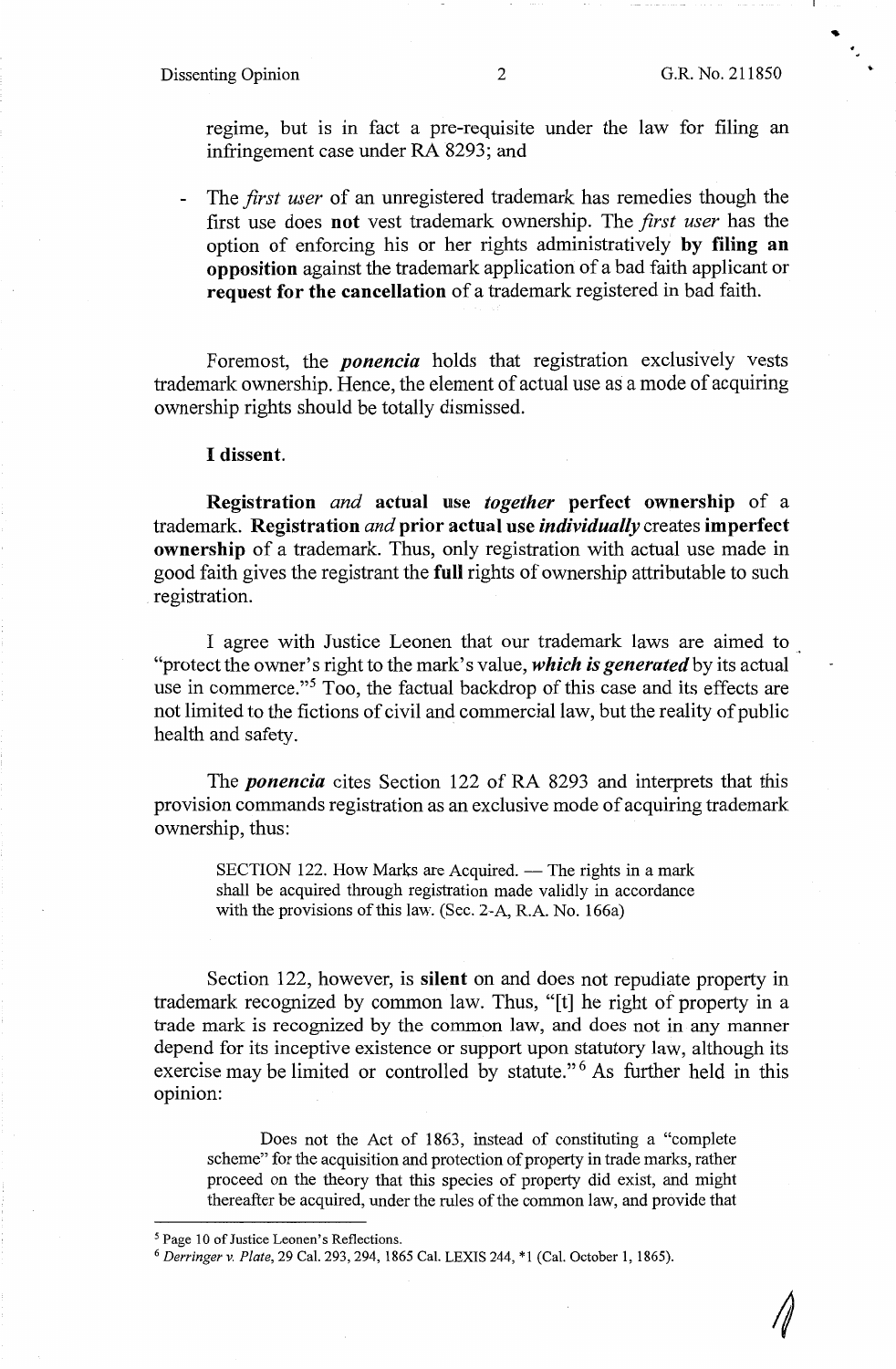regime, but is in fact a pre-requisite under the law for filing an infringement case under RA 8293; and

- The *first user* of an unregistered trademark has remedies though the first use does **not** vest trademark ownership. The *first user* has the option of enforcing his or her rights administratively **by filing an opposition** against the trademark application of a bad faith applicant or **request for the cancellation** of a trademark registered in bad faith.

Foremost, the ***ponencia*** holds that registration exclusively vests trademark ownership. Hence, the element of actual use as a mode of acquiring ownership rights should be totally dismissed.

**I dissent.**

**Registration** *and* **actual use** ***together*** **perfect ownership** of a trademark. **Registration** *and* **prior actual use** ***individually*** creates **imperfect ownership** of a trademark. Thus, only registration with actual use made in good faith gives the registrant the **full** rights of ownership attributable to such registration.

I agree with Justice Leonen that our trademark laws are aimed to "protect the owner's right to the mark's value, ***which is generated*** by its actual use in commerce."[5] Too, the factual backdrop of this case and its effects are not limited to the fictions of civil and commercial law, but the reality of public health and safety.

The ***ponencia*** cites Section 122 of RA 8293 and interprets that this provision commands registration as an exclusive mode of acquiring trademark ownership, thus:

> SECTION 122. How Marks are Acquired. — The rights in a mark shall be acquired through registration made validly in accordance with the provisions of this law. (Sec. 2-A, R.A. No. 166a)

Section 122, however, is **silent** on and does not repudiate property in trademark recognized by common law. Thus, "[t] he right of property in a trade mark is recognized by the common law, and does not in any manner depend for its inceptive existence or support upon statutory law, although its exercise may be limited or controlled by statute."[6] As further held in this opinion:

> Does not the Act of 1863, instead of constituting a "complete scheme" for the acquisition and protection of property in trade marks, rather proceed on the theory that this species of property did exist, and might thereafter be acquired, under the rules of the common law, and provide that

---

[5] Page 10 of Justice Leonen's Reflections.

[6] *Derringer v. Plate*, 29 Cal. 293, 294, 1865 Cal. LEXIS 244, *1 (Cal. October 1, 1865).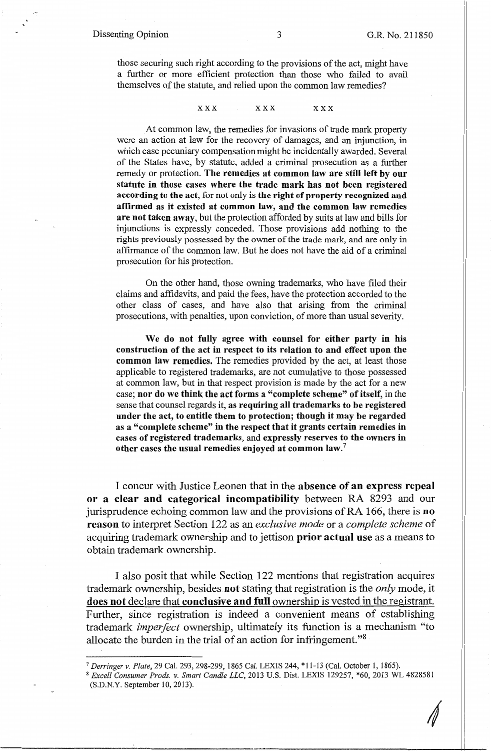those securing such right according to the provisions of the act, might have a further or more efficient protection than those who failed to avail themselves of the statute, and relied upon the common law remedies?

x x x x x x x x x

At common law, the remedies for invasions of trade mark property were an action at law for the recovery of damages, and an injunction, in which case pecuniary compensation might be incidentally awarded. Several of the States have, by statute, added a criminal prosecution as a further remedy or protection. **The remedies at common law are still left by our statute in those cases where the trade mark has not been registered according to the act**, for not only is **the right of property recognized and affirmed as it existed at common law, and the common law remedies are not taken away**, but the protection afforded by suits at law and bills for injunctions is expressly conceded. Those provisions add nothing to the rights previously possessed by the owner of the trade mark, and are only in affirmance of the common law. But he does not have the aid of a criminal prosecution for his protection.

On the other hand, those owning trademarks, who have filed their claims and affidavits, and paid the fees, have the protection accorded to the other class of cases, and have also that arising from the criminal prosecutions, with penalties, upon conviction, of more than usual severity.

**We do not fully agree with counsel for either party in his construction of the act in respect to its relation to and effect upon the common law remedies.** The remedies provided by the act, at least those applicable to registered trademarks, are not cumulative to those possessed at common law, but in that respect provision is made by the act for a new case; **nor do we think the act forms a "complete scheme" of itself**, in the sense that counsel regards it, **as requiring all trademarks to be registered under the act, to entitle them to protection; though it may be regarded as a "complete scheme" in the respect that it grants certain remedies in cases of registered trademarks**, and **expressly reserves to the owners in other cases the usual remedies enjoyed at common law.**[7]

I concur with Justice Leonen that in the **absence of an express repeal or a clear and categorical incompatibility** between RA 8293 and our jurisprudence echoing common law and the provisions of RA 166, there is **no reason** to interpret Section 122 as an *exclusive mode* or a *complete scheme* of acquiring trademark ownership and to jettison **prior actual use** as a means to obtain trademark ownership.

I also posit that while Section 122 mentions that registration acquires trademark ownership, besides **not** stating that registration is the *only* mode, it **does not** declare that **conclusive and full** ownership is vested in the registrant. Further, since registration is indeed a convenient means of establishing trademark *imperfect* ownership, ultimately its function is a mechanism "to allocate the burden in the trial of an action for infringement."[8]

---

[7] *Derringer v. Plate*, 29 Cal. 293, 298-299, 1865 Cal. LEXIS 244, \*11-13 (Cal. October 1, 1865).

[8] *Excell Consumer Prods. v. Smart Candle LLC*, 2013 U.S. Dist. LEXIS 129257, \*60, 2013 WL 4828581 (S.D.N.Y. September 10, 2013).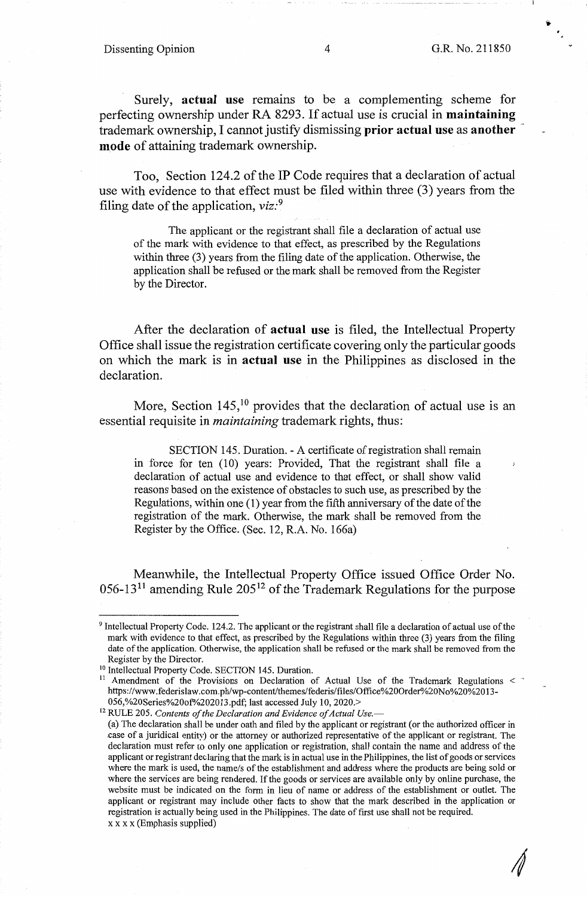Surely, **actual use** remains to be a complementing scheme for perfecting ownership under RA 8293. If actual use is crucial in **maintaining** trademark ownership, I cannot justify dismissing **prior actual use** as **another mode** of attaining trademark ownership.

Too, Section 124.2 of the IP Code requires that a declaration of actual use with evidence to that effect must be filed within three (3) years from the filing date of the application, *viz:*[9]

> The applicant or the registrant shall file a declaration of actual use of the mark with evidence to that effect, as prescribed by the Regulations within three (3) years from the filing date of the application. Otherwise, the application shall be refused or the mark shall be removed from the Register by the Director.

After the declaration of **actual use** is filed, the Intellectual Property Office shall issue the registration certificate covering only the particular goods on which the mark is in **actual use** in the Philippines as disclosed in the declaration.

More, Section 145,[10] provides that the declaration of actual use is an essential requisite in *maintaining* trademark rights, thus:

> SECTION 145. Duration. - A certificate of registration shall remain in force for ten (10) years: Provided, That the registrant shall file a declaration of actual use and evidence to that effect, or shall show valid reasons based on the existence of obstacles to such use, as prescribed by the Regulations, within one (1) year from the fifth anniversary of the date of the registration of the mark. Otherwise, the mark shall be removed from the Register by the Office. (Sec. 12, R.A. No. 166a)

Meanwhile, the Intellectual Property Office issued Office Order No. 056-13[11] amending Rule 205[12] of the Trademark Regulations for the purpose

---

[9] Intellectual Property Code. 124.2. The applicant or the registrant shall file a declaration of actual use of the mark with evidence to that effect, as prescribed by the Regulations within three (3) years from the filing date of the application. Otherwise, the application shall be refused or the mark shall be removed from the Register by the Director.

[10] Intellectual Property Code. SECTION 145. Duration.

[11] Amendment of the Provisions on Declaration of Actual Use of the Trademark Regulations < https://www.federislaw.com.ph/wp-content/themes/federis/files/Office%20Order%20No%20%2013-056,%20Series%20of%202013.pdf; last accessed July 10, 2020.>

[12] RULE 205. *Contents of the Declaration and Evidence of Actual Use.*—
(a) The declaration shall be under oath and filed by the applicant or registrant (or the authorized officer in case of a juridical entity) or the attorney or authorized representative of the applicant or registrant. The declaration must refer to only one application or registration, shall contain the name and address of the applicant or registrant declaring that the mark is in actual use in the Philippines, the list of goods or services where the mark is used, the name/s of the establishment and address where the products are being sold or where the services are being rendered. If the goods or services are available only by online purchase, the website must be indicated on the form in lieu of name or address of the establishment or outlet. The applicant or registrant may include other facts to show that the mark described in the application or registration is actually being used in the Philippines. The date of first use shall not be required.
x x x x (Emphasis supplied)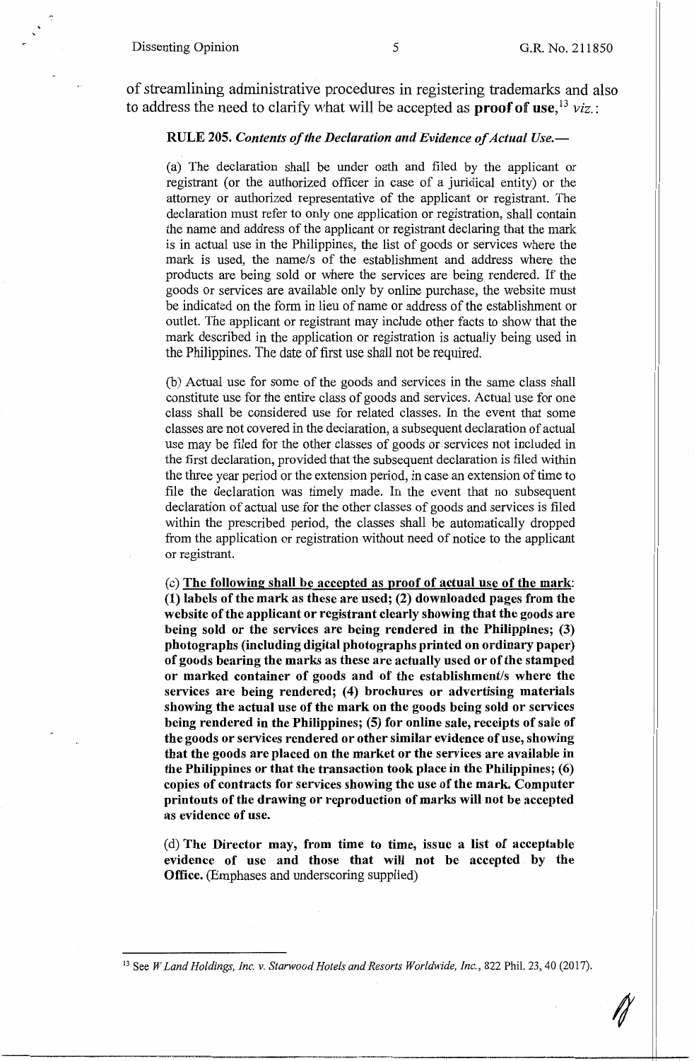of streamlining administrative procedures in registering trademarks and also to address the need to clarify what will be accepted as **proof of use**,[13] *viz.*:

> **RULE 205.** ***Contents of the Declaration and Evidence of Actual Use.—***
>
> (a) The declaration shall be under oath and filed by the applicant or registrant (or the authorized officer in case of a juridical entity) or the attorney or authorized representative of the applicant or registrant. The declaration must refer to only one application or registration, shall contain the name and address of the applicant or registrant declaring that the mark is in actual use in the Philippines, the list of goods or services where the mark is used, the name/s of the establishment and address where the products are being sold or where the services are being rendered. If the goods or services are available only by online purchase, the website must be indicated on the form in lieu of name or address of the establishment or outlet. The applicant or registrant may include other facts to show that the mark described in the application or registration is actually being used in the Philippines. The date of first use shall not be required.
>
> (b) Actual use for some of the goods and services in the same class shall constitute use for the entire class of goods and services. Actual use for one class shall be considered use for related classes. In the event that some classes are not covered in the declaration, a subsequent declaration of actual use may be filed for the other classes of goods or services not included in the first declaration, provided that the subsequent declaration is filed within the three year period or the extension period, in case an extension of time to file the declaration was timely made. In the event that no subsequent declaration of actual use for the other classes of goods and services is filed within the prescribed period, the classes shall be automatically dropped from the application or registration without need of notice to the applicant or registrant.
>
> (c) <u>**The following shall be accepted as proof of actual use of the mark**</u>: **(1) labels of the mark as these are used; (2) downloaded pages from the website of the applicant or registrant clearly showing that the goods are being sold or the services are being rendered in the Philippines; (3) photographs (including digital photographs printed on ordinary paper) of goods bearing the marks as these are actually used or of the stamped or marked container of goods and of the establishment/s where the services are being rendered; (4) brochures or advertising materials showing the actual use of the mark on the goods being sold or services being rendered in the Philippines; (5) for online sale, receipts of sale of the goods or services rendered or other similar evidence of use, showing that the goods are placed on the market or the services are available in the Philippines or that the transaction took place in the Philippines; (6) copies of contracts for services showing the use of the mark. Computer printouts of the drawing or reproduction of marks will not be accepted as evidence of use.**
>
> (d) **The Director may, from time to time, issue a list of acceptable evidence of use and those that will not be accepted by the Office.** (Emphases and underscoring supplied)

---

[13] See *W Land Holdings, Inc. v. Starwood Hotels and Resorts Worldwide, Inc.*, 822 Phil. 23, 40 (2017).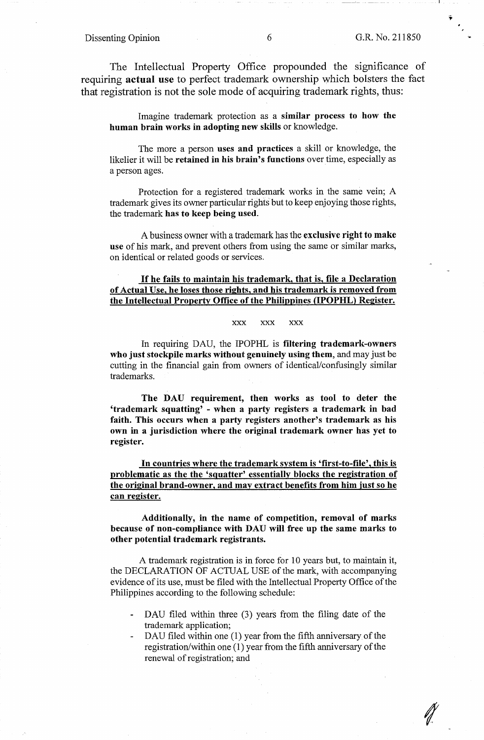The Intellectual Property Office propounded the significance of requiring **actual use** to perfect trademark ownership which bolsters the fact that registration is not the sole mode of acquiring trademark rights, thus:

> Imagine trademark protection as a **similar process to how the human brain works in adopting new skills** or knowledge.
>
> The more a person **uses and practices** a skill or knowledge, the likelier it will be **retained in his brain's functions** over time, especially as a person ages.
>
> Protection for a registered trademark works in the same vein; A trademark gives its owner particular rights but to keep enjoying those rights, the trademark **has to keep being used**.
>
> A business owner with a trademark has the **exclusive right to make use** of his mark, and prevent others from using the same or similar marks, on identical or related goods or services.
>
> **<u>If he fails to maintain his trademark, that is, file a Declaration of Actual Use, he loses those rights, and his trademark is removed from the Intellectual Property Office of the Philippines (IPOPHL) Register.</u>**
>
> xxx xxx xxx
>
> In requiring DAU, the IPOPHL is **filtering trademark-owners who just stockpile marks without genuinely using them**, and may just be cutting in the financial gain from owners of identical/confusingly similar trademarks.
>
> **The DAU requirement, then works as tool to deter the 'trademark squatting' - when a party registers a trademark in bad faith. This occurs when a party registers another's trademark as his own in a jurisdiction where the original trademark owner has yet to register.**
>
> **<u>In countries where the trademark system is 'first-to-file', this is problematic as the the 'squatter' essentially blocks the registration of the original brand-owner, and may extract benefits from him just so he can register.</u>**
>
> **Additionally, in the name of competition, removal of marks because of non-compliance with DAU will free up the same marks to other potential trademark registrants.**
>
> A trademark registration is in force for 10 years but, to maintain it, the DECLARATION OF ACTUAL USE of the mark, with accompanying evidence of its use, must be filed with the Intellectual Property Office of the Philippines according to the following schedule:
>
> - DAU filed within three (3) years from the filing date of the trademark application;
> - DAU filed within one (1) year from the fifth anniversary of the registration/within one (1) year from the fifth anniversary of the renewal of registration; and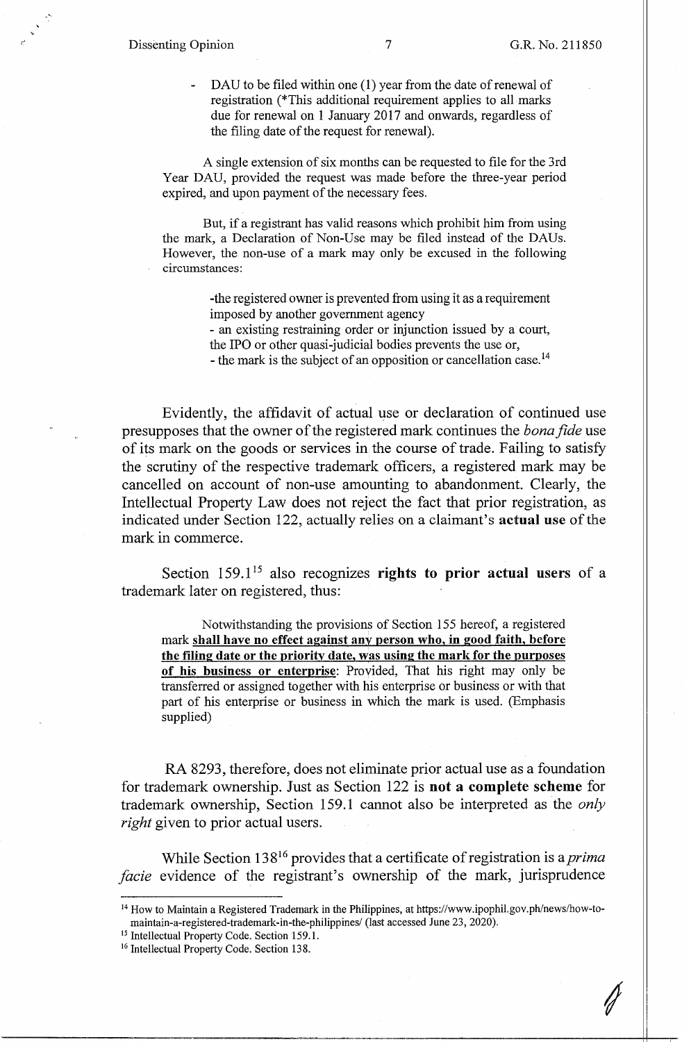- DAU to be filed within one (1) year from the date of renewal of registration (*This additional requirement applies to all marks due for renewal on 1 January 2017 and onwards, regardless of the filing date of the request for renewal).

A single extension of six months can be requested to file for the 3rd Year DAU, provided the request was made before the three-year period expired, and upon payment of the necessary fees.

But, if a registrant has valid reasons which prohibit him from using the mark, a Declaration of Non-Use may be filed instead of the DAUs. However, the non-use of a mark may only be excused in the following circumstances:

> -the registered owner is prevented from using it as a requirement imposed by another government agency
> - an existing restraining order or injunction issued by a court, the IPO or other quasi-judicial bodies prevents the use or,
> - the mark is the subject of an opposition or cancellation case.[14]

Evidently, the affidavit of actual use or declaration of continued use presupposes that the owner of the registered mark continues the *bona fide* use of its mark on the goods or services in the course of trade. Failing to satisfy the scrutiny of the respective trademark officers, a registered mark may be cancelled on account of non-use amounting to abandonment. Clearly, the Intellectual Property Law does not reject the fact that prior registration, as indicated under Section 122, actually relies on a claimant's **actual use** of the mark in commerce.

Section 159.1[15] also recognizes **rights to prior actual users** of a trademark later on registered, thus:

> Notwithstanding the provisions of Section 155 hereof, a registered mark **shall have no effect against any person who, in good faith, before the filing date or the priority date, was using the mark for the purposes of his business or enterprise**: Provided, That his right may only be transferred or assigned together with his enterprise or business or with that part of his enterprise or business in which the mark is used. (Emphasis supplied)

RA 8293, therefore, does not eliminate prior actual use as a foundation for trademark ownership. Just as Section 122 is **not a complete scheme** for trademark ownership, Section 159.1 cannot also be interpreted as the *only right* given to prior actual users.

While Section 138[16] provides that a certificate of registration is a *prima facie* evidence of the registrant's ownership of the mark, jurisprudence

---

[14] How to Maintain a Registered Trademark in the Philippines, at https://www.ipophil.gov.ph/news/how-to-maintain-a-registered-trademark-in-the-philippines/ (last accessed June 23, 2020).

[15] Intellectual Property Code. Section 159.1.

[16] Intellectual Property Code. Section 138.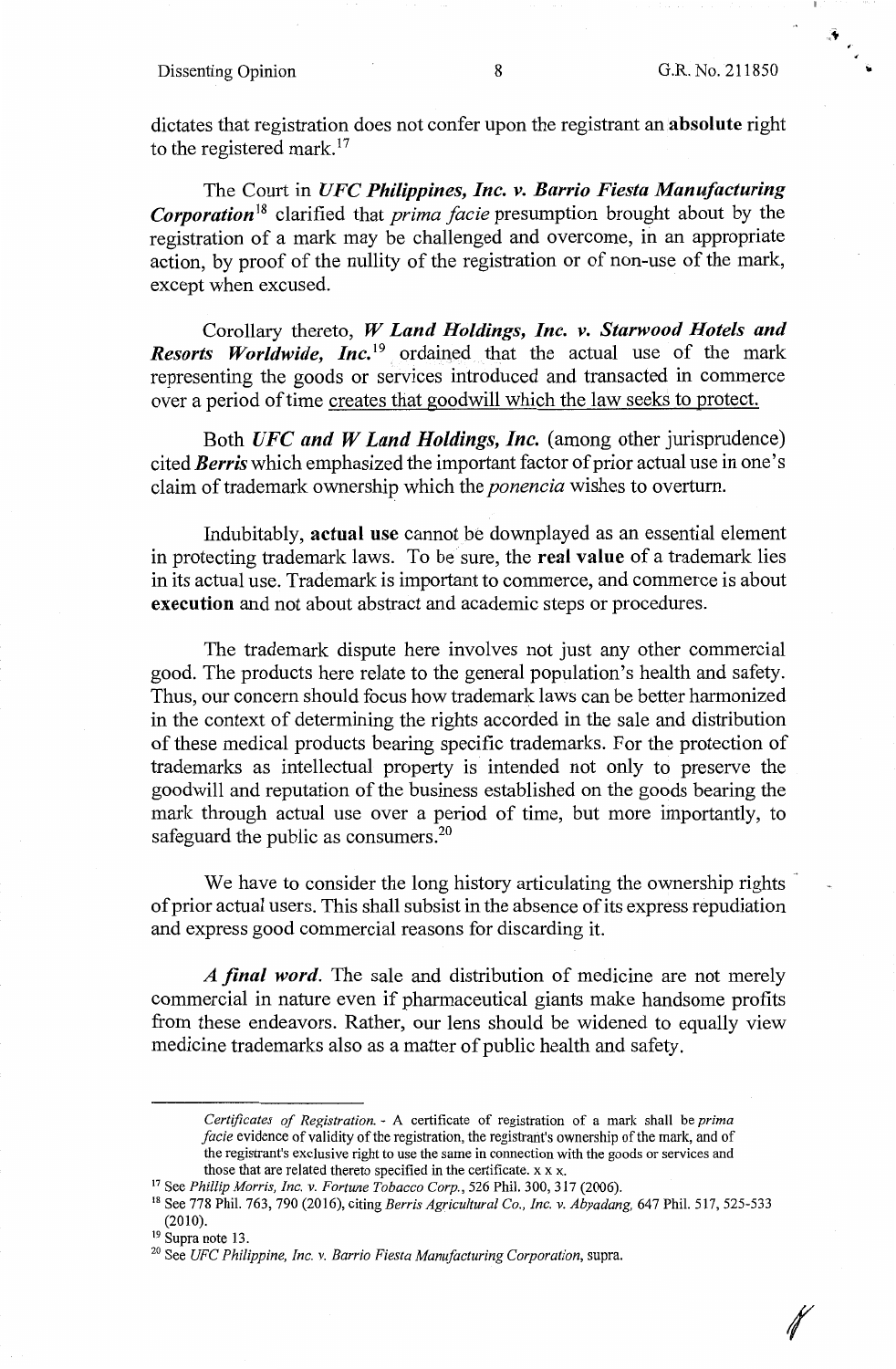dictates that registration does not confer upon the registrant an **absolute** right to the registered mark.[17]

The Court in ***UFC Philippines, Inc. v. Barrio Fiesta Manufacturing Corporation***[18] clarified that *prima facie* presumption brought about by the registration of a mark may be challenged and overcome, in an appropriate action, by proof of the nullity of the registration or of non-use of the mark, except when excused.

Corollary thereto, ***W Land Holdings, Inc. v. Starwood Hotels and Resorts Worldwide, Inc.***[19] ordained that the actual use of the mark representing the goods or services introduced and transacted in commerce over a period of time creates that goodwill which the law seeks to protect.

Both ***UFC and W Land Holdings, Inc.*** (among other jurisprudence) cited ***Berris*** which emphasized the important factor of prior actual use in one's claim of trademark ownership which the *ponencia* wishes to overturn.

Indubitably, **actual use** cannot be downplayed as an essential element in protecting trademark laws. To be sure, the **real value** of a trademark lies in its actual use. Trademark is important to commerce, and commerce is about **execution** and not about abstract and academic steps or procedures.

The trademark dispute here involves not just any other commercial good. The products here relate to the general population's health and safety. Thus, our concern should focus how trademark laws can be better harmonized in the context of determining the rights accorded in the sale and distribution of these medical products bearing specific trademarks. For the protection of trademarks as intellectual property is intended not only to preserve the goodwill and reputation of the business established on the goods bearing the mark through actual use over a period of time, but more importantly, to safeguard the public as consumers.[20]

We have to consider the long history articulating the ownership rights of prior actual users. This shall subsist in the absence of its express repudiation and express good commercial reasons for discarding it.

***A final word.*** The sale and distribution of medicine are not merely commercial in nature even if pharmaceutical giants make handsome profits from these endeavors. Rather, our lens should be widened to equally view medicine trademarks also as a matter of public health and safety.

---

*Certificates of Registration.* - A certificate of registration of a mark shall be *prima facie* evidence of validity of the registration, the registrant's ownership of the mark, and of the registrant's exclusive right to use the same in connection with the goods or services and those that are related thereto specified in the certificate. x x x.

[17] See *Phillip Morris, Inc. v. Fortune Tobacco Corp.*, 526 Phil. 300, 317 (2006).

[18] See 778 Phil. 763, 790 (2016), citing *Berris Agricultural Co., Inc. v. Abyadang,* 647 Phil. 517, 525-533 (2010).

[19] Supra note 13.

[20] See *UFC Philippine, Inc. v. Barrio Fiesta Manufacturing Corporation*, supra.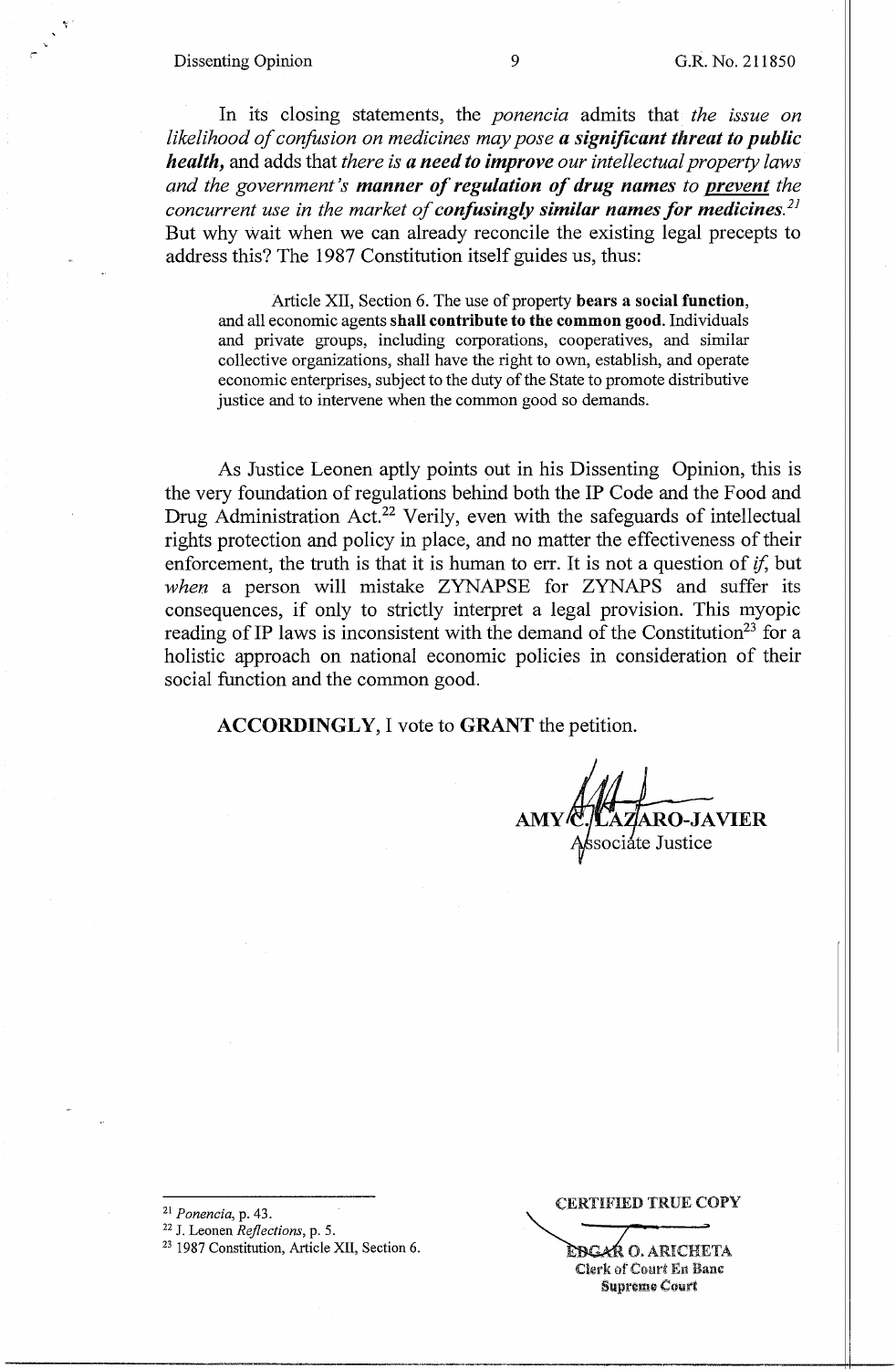In its closing statements, the *ponencia* admits that *the issue on likelihood of confusion on medicines may pose* ***a significant threat to public health,*** and adds that *there is* ***a need to improve*** *our intellectual property laws and the government's* ***manner of regulation of drug names*** *to* ***prevent*** *the concurrent use in the market of* ***confusingly similar names for medicines.***[21] But why wait when we can already reconcile the existing legal precepts to address this? The 1987 Constitution itself guides us, thus:

> Article XII, Section 6. The use of property **bears a social function,** and all economic agents **shall contribute to the common good.** Individuals and private groups, including corporations, cooperatives, and similar collective organizations, shall have the right to own, establish, and operate economic enterprises, subject to the duty of the State to promote distributive justice and to intervene when the common good so demands.

As Justice Leonen aptly points out in his Dissenting Opinion, this is the very foundation of regulations behind both the IP Code and the Food and Drug Administration Act.[22] Verily, even with the safeguards of intellectual rights protection and policy in place, and no matter the effectiveness of their enforcement, the truth is that it is human to err. It is not a question of *if*, but *when* a person will mistake ZYNAPSE for ZYNAPS and suffer its consequences, if only to strictly interpret a legal provision. This myopic reading of IP laws is inconsistent with the demand of the Constitution[23] for a holistic approach on national economic policies in consideration of their social function and the common good.

**ACCORDINGLY,** I vote to **GRANT** the petition.

**AMY C. LAZARO-JAVIER**
Associate Justice

---

[21] *Ponencia*, p. 43.

[22] J. Leonen *Reflections*, p. 5.

[23] 1987 Constitution, Article XII, Section 6.

CERTIFIED TRUE COPY

EDGAR O. ARICHETA
Clerk of Court En Banc
Supreme Court